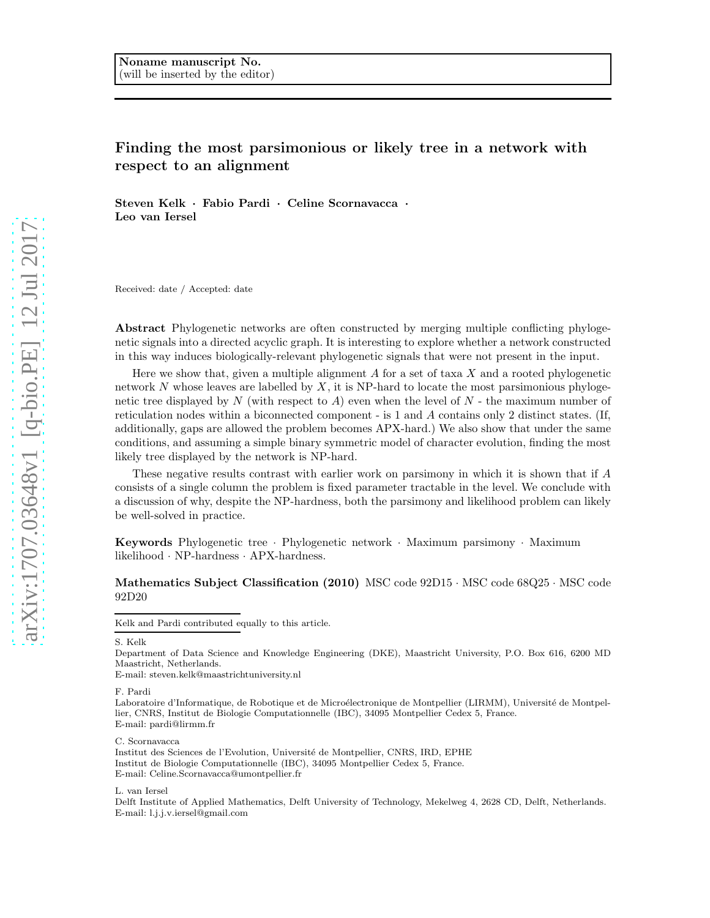Noname manuscript No.
(will be inserted by the editor)

# Finding the most parsimonious or likely tree in a network with respect to an alignment

**Steven Kelk · Fabio Pardi · Celine Scornavacca · Leo van Iersel**

Received: date / Accepted: date

**Abstract** Phylogenetic networks are often constructed by merging multiple conflicting phylogenetic signals into a directed acyclic graph. It is interesting to explore whether a network constructed in this way induces biologically-relevant phylogenetic signals that were not present in the input.

Here we show that, given a multiple alignment $A$ for a set of taxa $X$ and a rooted phylogenetic network $N$ whose leaves are labelled by $X$, it is NP-hard to locate the most parsimonious phylogenetic tree displayed by $N$ (with respect to $A$) even when the level of $N$ - the maximum number of reticulation nodes within a biconnected component - is 1 and $A$ contains only 2 distinct states. (If, additionally, gaps are allowed the problem becomes APX-hard.) We also show that under the same conditions, and assuming a simple binary symmetric model of character evolution, finding the most likely tree displayed by the network is NP-hard.

These negative results contrast with earlier work on parsimony in which it is shown that if $A$ consists of a single column the problem is fixed parameter tractable in the level. We conclude with a discussion of why, despite the NP-hardness, both the parsimony and likelihood problem can likely be well-solved in practice.

**Keywords** Phylogenetic tree · Phylogenetic network · Maximum parsimony · Maximum likelihood · NP-hardness · APX-hardness.

**Mathematics Subject Classification (2010)** MSC code 92D15 · MSC code 68Q25 · MSC code 92D20

---

Kelk and Pardi contributed equally to this article.

S. Kelk
Department of Data Science and Knowledge Engineering (DKE), Maastricht University, P.O. Box 616, 6200 MD Maastricht, Netherlands.
E-mail: steven.kelk@maastrichtuniversity.nl

F. Pardi
Laboratoire d'Informatique, de Robotique et de Microélectronique de Montpellier (LIRMM), Université de Montpellier, CNRS, Institut de Biologie Computationnelle (IBC), 34095 Montpellier Cedex 5, France.
E-mail: pardi@lirmm.fr

C. Scornavacca
Institut des Sciences de l'Evolution, Université de Montpellier, CNRS, IRD, EPHE
Institut de Biologie Computationnelle (IBC), 34095 Montpellier Cedex 5, France.
E-mail: Celine.Scornavacca@umontpellier.fr

L. van Iersel
Delft Institute of Applied Mathematics, Delft University of Technology, Mekelweg 4, 2628 CD, Delft, Netherlands.
E-mail: l.j.j.v.iersel@gmail.com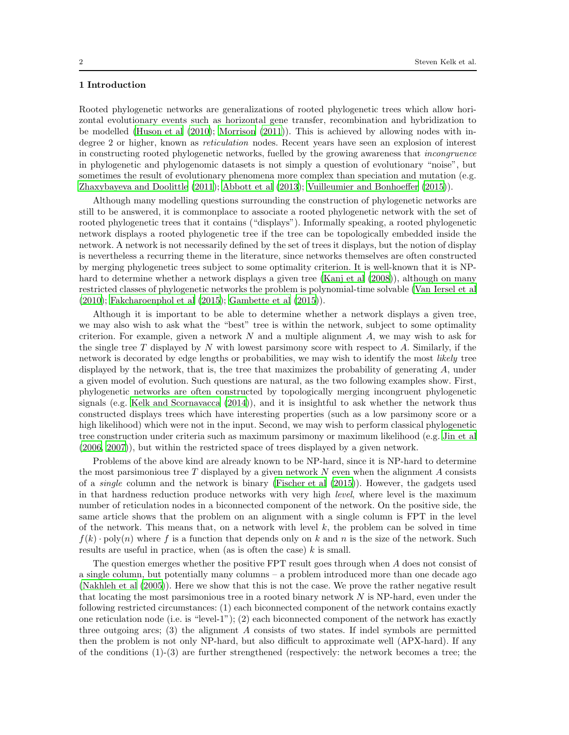## 1 Introduction

Rooted phylogenetic networks are generalizations of rooted phylogenetic trees which allow horizontal evolutionary events such as horizontal gene transfer, recombination and hybridization to be modelled (Huson et al (2010); Morrison (2011)). This is achieved by allowing nodes with indegree 2 or higher, known as *reticulation* nodes. Recent years have seen an explosion of interest in constructing rooted phylogenetic networks, fuelled by the growing awareness that *incongruence* in phylogenetic and phylogenomic datasets is not simply a question of evolutionary "noise", but sometimes the result of evolutionary phenomena more complex than speciation and mutation (e.g. Zhaxybayeva and Doolittle (2011); Abbott et al (2013); Vuilleumier and Bonhoeffer (2015)).

Although many modelling questions surrounding the construction of phylogenetic networks are still to be answered, it is commonplace to associate a rooted phylogenetic network with the set of rooted phylogenetic trees that it contains ("displays"). Informally speaking, a rooted phylogenetic network displays a rooted phylogenetic tree if the tree can be topologically embedded inside the network. A network is not necessarily defined by the set of trees it displays, but the notion of display is nevertheless a recurring theme in the literature, since networks themselves are often constructed by merging phylogenetic trees subject to some optimality criterion. It is well-known that it is NP-hard to determine whether a network displays a given tree (Kanj et al (2008)), although on many restricted classes of phylogenetic networks the problem is polynomial-time solvable (Van Iersel et al (2010); Fakcharoenphol et al (2015); Gambette et al (2015)).

Although it is important to be able to determine whether a network displays a given tree, we may also wish to ask what the "best" tree is within the network, subject to some optimality criterion. For example, given a network $N$ and a multiple alignment $A$, we may wish to ask for the single tree $T$ displayed by $N$ with lowest parsimony score with respect to $A$. Similarly, if the network is decorated by edge lengths or probabilities, we may wish to identify the most *likely* tree displayed by the network, that is, the tree that maximizes the probability of generating $A$, under a given model of evolution. Such questions are natural, as the two following examples show. First, phylogenetic networks are often constructed by topologically merging incongruent phylogenetic signals (e.g. Kelk and Scornavacca (2014)), and it is insightful to ask whether the network thus constructed displays trees which have interesting properties (such as a low parsimony score or a high likelihood) which were not in the input. Second, we may wish to perform classical phylogenetic tree construction under criteria such as maximum parsimony or maximum likelihood (e.g. Jin et al (2006, 2007)), but within the restricted space of trees displayed by a given network.

Problems of the above kind are already known to be NP-hard, since it is NP-hard to determine the most parsimonious tree $T$ displayed by a given network $N$ even when the alignment $A$ consists of a *single* column and the network is binary (Fischer et al (2015)). However, the gadgets used in that hardness reduction produce networks with very high *level*, where level is the maximum number of reticulation nodes in a biconnected component of the network. On the positive side, the same article shows that the problem on an alignment with a single column is FPT in the level of the network. This means that, on a network with level $k$, the problem can be solved in time $f(k) \cdot \text{poly}(n)$ where $f$ is a function that depends only on $k$ and $n$ is the size of the network. Such results are useful in practice, when (as is often the case) $k$ is small.

The question emerges whether the positive FPT result goes through when $A$ does not consist of a single column, but potentially many columns – a problem introduced more than one decade ago (Nakhleh et al (2005)). Here we show that this is not the case. We prove the rather negative result that locating the most parsimonious tree in a rooted binary network $N$ is NP-hard, even under the following restricted circumstances: (1) each biconnected component of the network contains exactly one reticulation node (i.e. is "level-1"); (2) each biconnected component of the network has exactly three outgoing arcs; (3) the alignment $A$ consists of two states. If indel symbols are permitted then the problem is not only NP-hard, but also difficult to approximate well (APX-hard). If any of the conditions (1)-(3) are further strengthened (respectively: the network becomes a tree; the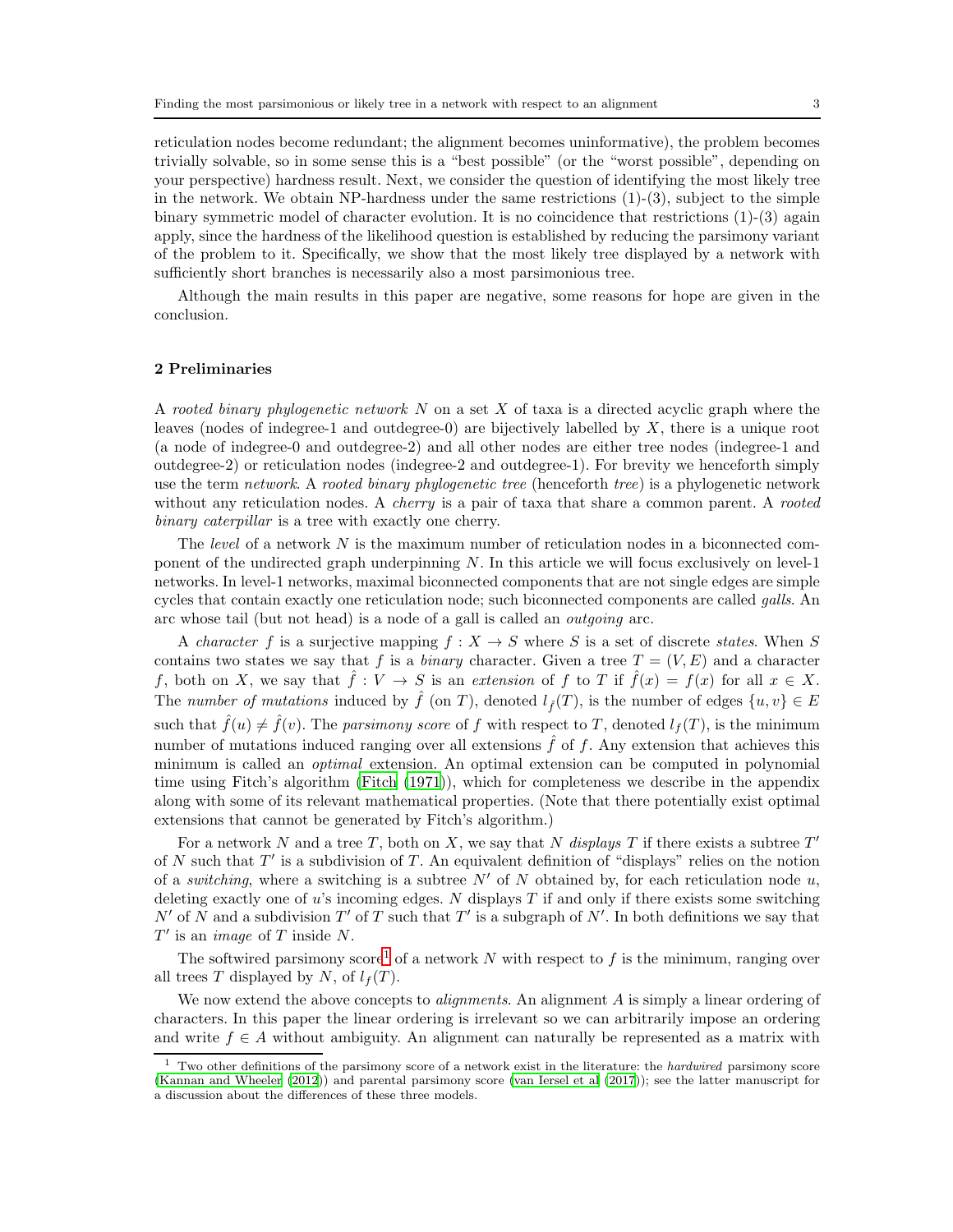reticulation nodes become redundant; the alignment becomes uninformative), the problem becomes trivially solvable, so in some sense this is a "best possible" (or the "worst possible", depending on your perspective) hardness result. Next, we consider the question of identifying the most likely tree in the network. We obtain NP-hardness under the same restrictions (1)-(3), subject to the simple binary symmetric model of character evolution. It is no coincidence that restrictions (1)-(3) again apply, since the hardness of the likelihood question is established by reducing the parsimony variant of the problem to it. Specifically, we show that the most likely tree displayed by a network with sufficiently short branches is necessarily also a most parsimonious tree.

Although the main results in this paper are negative, some reasons for hope are given in the conclusion.

## 2 Preliminaries

A *rooted binary phylogenetic network* $N$ on a set $X$ of taxa is a directed acyclic graph where the leaves (nodes of indegree-1 and outdegree-0) are bijectively labelled by $X$, there is a unique root (a node of indegree-0 and outdegree-2) and all other nodes are either tree nodes (indegree-1 and outdegree-2) or reticulation nodes (indegree-2 and outdegree-1). For brevity we henceforth simply use the term *network*. A *rooted binary phylogenetic tree* (henceforth *tree*) is a phylogenetic network without any reticulation nodes. A *cherry* is a pair of taxa that share a common parent. A *rooted binary caterpillar* is a tree with exactly one cherry.

The *level* of a network $N$ is the maximum number of reticulation nodes in a biconnected component of the undirected graph underpinning $N$. In this article we will focus exclusively on level-1 networks. In level-1 networks, maximal biconnected components that are not single edges are simple cycles that contain exactly one reticulation node; such biconnected components are called *galls*. An arc whose tail (but not head) is a node of a gall is called an *outgoing* arc.

A *character* $f$ is a surjective mapping $f : X \rightarrow S$ where $S$ is a set of discrete *states*. When $S$ contains two states we say that $f$ is a *binary* character. Given a tree $T = (V, E)$ and a character $f$, both on $X$, we say that $\hat{f} : V \rightarrow S$ is an *extension* of $f$ to $T$ if $\hat{f}(x) = f(x)$ for all $x \in X$. The *number of mutations* induced by $\hat{f}$ (on $T$), denoted $l_{\hat{f}}(T)$, is the number of edges $\{u, v\} \in E$ such that $\hat{f}(u) \neq \hat{f}(v)$. The *parsimony score* of $f$ with respect to $T$, denoted $l_f(T)$, is the minimum number of mutations induced ranging over all extensions $\hat{f}$ of $f$. Any extension that achieves this minimum is called an *optimal* extension. An optimal extension can be computed in polynomial time using Fitch's algorithm (Fitch (1971)), which for completeness we describe in the appendix along with some of its relevant mathematical properties. (Note that there potentially exist optimal extensions that cannot be generated by Fitch's algorithm.)

For a network $N$ and a tree $T$, both on $X$, we say that $N$ *displays* $T$ if there exists a subtree $T'$ of $N$ such that $T'$ is a subdivision of $T$. An equivalent definition of "displays" relies on the notion of a *switching*, where a switching is a subtree $N'$ of $N$ obtained by, for each reticulation node $u$, deleting exactly one of $u$'s incoming edges. $N$ displays $T$ if and only if there exists some switching $N'$ of $N$ and a subdivision $T'$ of $T$ such that $T'$ is a subgraph of $N'$. In both definitions we say that $T'$ is an *image* of $T$ inside $N$.

The softwired parsimony score[1] of a network $N$ with respect to $f$ is the minimum, ranging over all trees $T$ displayed by $N$, of $l_f(T)$.

We now extend the above concepts to *alignments*. An alignment $A$ is simply a linear ordering of characters. In this paper the linear ordering is irrelevant so we can arbitrarily impose an ordering and write $f \in A$ without ambiguity. An alignment can naturally be represented as a matrix with

[1] Two other definitions of the parsimony score of a network exist in the literature: the *hardwired* parsimony score (Kannan and Wheeler (2012)) and parental parsimony score (van Iersel et al (2017)); see the latter manuscript for a discussion about the differences of these three models.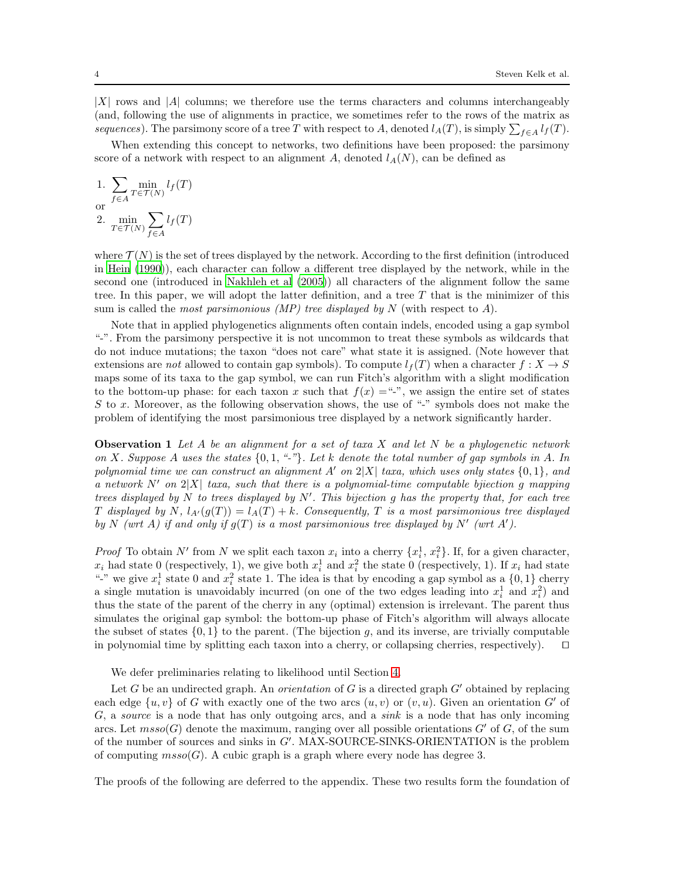$|X|$ rows and $|A|$ columns; we therefore use the terms characters and columns interchangeably (and, following the use of alignments in practice, we sometimes refer to the rows of the matrix as *sequences*). The parsimony score of a tree $T$ with respect to $A$, denoted $l_A(T)$, is simply $\sum_{f \in A} l_f(T)$.

When extending this concept to networks, two definitions have been proposed: the parsimony score of a network with respect to an alignment $A$, denoted $l_A(N)$, can be defined as

1. $\sum_{f \in A} \min_{T \in \mathcal{T}(N)} l_f(T)$

or

2. $\min_{T \in \mathcal{T}(N)} \sum_{f \in A} l_f(T)$

where $\mathcal{T}(N)$ is the set of trees displayed by the network. According to the first definition (introduced in Hein (1990)), each character can follow a different tree displayed by the network, while in the second one (introduced in Nakhleh et al (2005)) all characters of the alignment follow the same tree. In this paper, we will adopt the latter definition, and a tree $T$ that is the minimizer of this sum is called the *most parsimonious (MP) tree displayed by* $N$ (with respect to $A$).

Note that in applied phylogenetics alignments often contain indels, encoded using a gap symbol "-". From the parsimony perspective it is not uncommon to treat these symbols as wildcards that do not induce mutations; the taxon "does not care" what state it is assigned. (Note however that extensions are *not* allowed to contain gap symbols). To compute $l_f(T)$ when a character $f : X \rightarrow S$ maps some of its taxa to the gap symbol, we can run Fitch's algorithm with a slight modification to the bottom-up phase: for each taxon $x$ such that $f(x) =$"-", we assign the entire set of states $S$ to $x$. Moreover, as the following observation shows, the use of "-" symbols does not make the problem of identifying the most parsimonious tree displayed by a network significantly harder.

**Observation 1** *Let $A$ be an alignment for a set of taxa $X$ and let $N$ be a phylogenetic network on $X$. Suppose $A$ uses the states $\{0, 1, \text{"-"}\}$. Let $k$ denote the total number of gap symbols in $A$. In polynomial time we can construct an alignment $A'$ on $2|X|$ taxa, which uses only states $\{0, 1\}$, and a network $N'$ on $2|X|$ taxa, such that there is a polynomial-time computable bijection $g$ mapping trees displayed by $N$ to trees displayed by $N'$. This bijection $g$ has the property that, for each tree $T$ displayed by $N$, $l_{A'}(g(T)) = l_A(T) + k$. Consequently, $T$ is a most parsimonious tree displayed by $N$ (wrt $A$) if and only if $g(T)$ is a most parsimonious tree displayed by $N'$ (wrt $A'$).*

*Proof* To obtain $N'$ from $N$ we split each taxon $x_i$ into a cherry $\{x_i^1, x_i^2\}$. If, for a given character, $x_i$ had state 0 (respectively, 1), we give both $x_i^1$ and $x_i^2$ the state 0 (respectively, 1). If $x_i$ had state "-" we give $x_i^1$ state 0 and $x_i^2$ state 1. The idea is that by encoding a gap symbol as a $\{0, 1\}$ cherry a single mutation is unavoidably incurred (on one of the two edges leading into $x_i^1$ and $x_i^2$) and thus the state of the parent of the cherry in any (optimal) extension is irrelevant. The parent thus simulates the original gap symbol: the bottom-up phase of Fitch's algorithm will always allocate the subset of states $\{0, 1\}$ to the parent. (The bijection $g$, and its inverse, are trivially computable in polynomial time by splitting each taxon into a cherry, or collapsing cherries, respectively). ⊓⊔

We defer preliminaries relating to likelihood until Section 4.

Let $G$ be an undirected graph. An *orientation* of $G$ is a directed graph $G'$ obtained by replacing each edge $\{u, v\}$ of $G$ with exactly one of the two arcs $(u, v)$ or $(v, u)$. Given an orientation $G'$ of $G$, a *source* is a node that has only outgoing arcs, and a *sink* is a node that has only incoming arcs. Let $msso(G)$ denote the maximum, ranging over all possible orientations $G'$ of $G$, of the sum of the number of sources and sinks in $G'$. MAX-SOURCE-SINKS-ORIENTATION is the problem of computing $msso(G)$. A cubic graph is a graph where every node has degree 3.

The proofs of the following are deferred to the appendix. These two results form the foundation of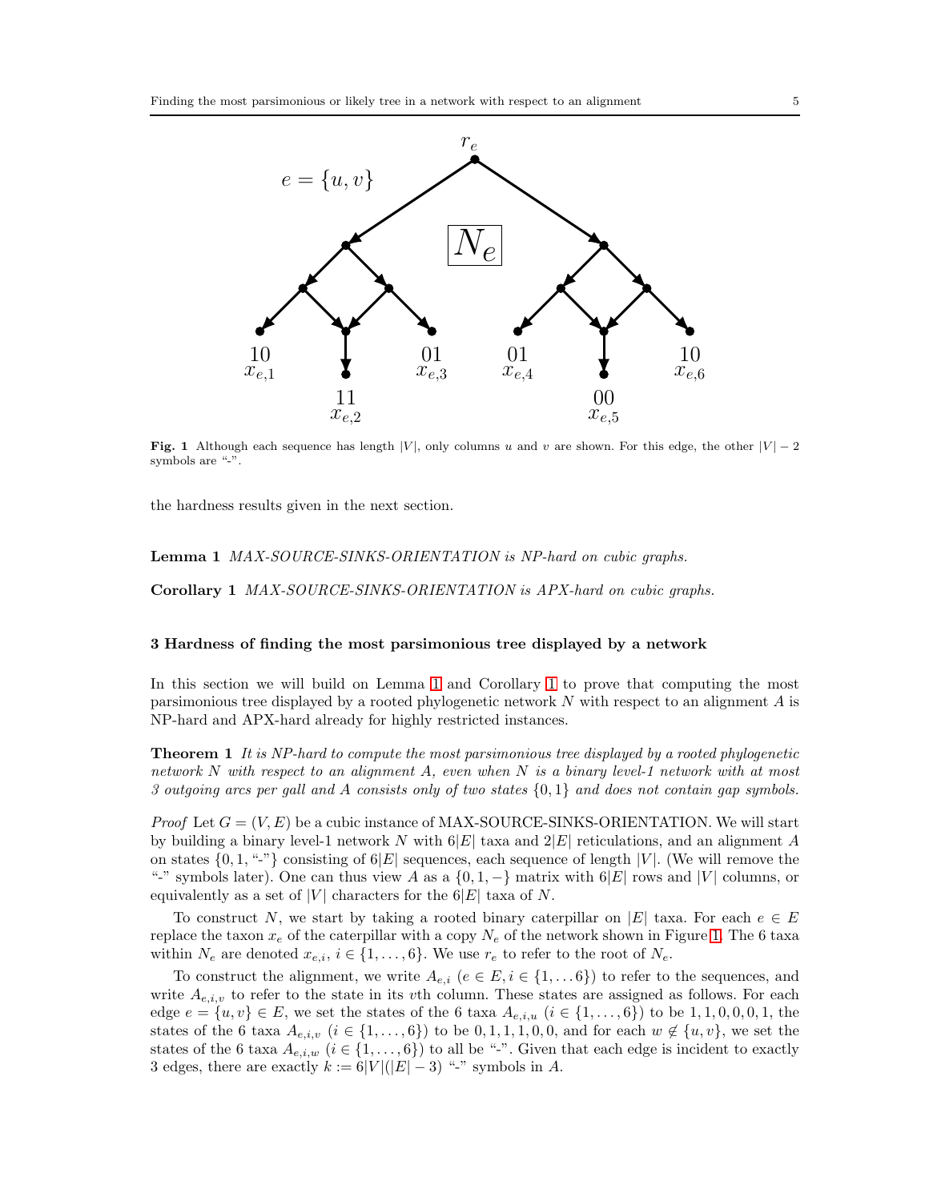Fig. 1 Although each sequence has length $|V|$, only columns $u$ and $v$ are shown. For this edge, the other $|V| - 2$ symbols are "-".

the hardness results given in the next section.

**Lemma 1** *MAX-SOURCE-SINKS-ORIENTATION is NP-hard on cubic graphs.*

**Corollary 1** *MAX-SOURCE-SINKS-ORIENTATION is APX-hard on cubic graphs.*

## 3 Hardness of finding the most parsimonious tree displayed by a network

In this section we will build on Lemma 1 and Corollary 1 to prove that computing the most parsimonious tree displayed by a rooted phylogenetic network $N$ with respect to an alignment $A$ is NP-hard and APX-hard already for highly restricted instances.

**Theorem 1** *It is NP-hard to compute the most parsimonious tree displayed by a rooted phylogenetic network $N$ with respect to an alignment $A$, even when $N$ is a binary level-1 network with at most 3 outgoing arcs per gall and $A$ consists only of two states $\{0, 1\}$ and does not contain gap symbols.*

*Proof* Let $G = (V, E)$ be a cubic instance of MAX-SOURCE-SINKS-ORIENTATION. We will start by building a binary level-1 network $N$ with $6|E|$ taxa and $2|E|$ reticulations, and an alignment $A$ on states $\{0, 1, \text{"-"}\}$ consisting of $6|E|$ sequences, each sequence of length $|V|$. (We will remove the "-" symbols later). One can thus view $A$ as a $\{0, 1, -\}$ matrix with $6|E|$ rows and $|V|$ columns, or equivalently as a set of $|V|$ characters for the $6|E|$ taxa of $N$.

To construct $N$, we start by taking a rooted binary caterpillar on $|E|$ taxa. For each $e \in E$ replace the taxon $x_e$ of the caterpillar with a copy $N_e$ of the network shown in Figure 1. The 6 taxa within $N_e$ are denoted $x_{e,i}$, $i \in \{1, \ldots, 6\}$. We use $r_e$ to refer to the root of $N_e$.

To construct the alignment, we write $A_{e,i}$ ($e \in E, i \in \{1, \ldots 6\}$) to refer to the sequences, and write $A_{e,i,v}$ to refer to the state in its $v$th column. These states are assigned as follows. For each edge $e = \{u, v\} \in E$, we set the states of the 6 taxa $A_{e,i,u}$ ($i \in \{1, \ldots, 6\}$) to be $1, 1, 0, 0, 0, 1$, the states of the 6 taxa $A_{e,i,v}$ ($i \in \{1, \ldots, 6\}$) to be $0, 1, 1, 1, 0, 0$, and for each $w \notin \{u, v\}$, we set the states of the 6 taxa $A_{e,i,w}$ ($i \in \{1, \ldots, 6\}$) to all be "-". Given that each edge is incident to exactly 3 edges, there are exactly $k := 6|V|(|E| - 3)$ "-" symbols in $A$.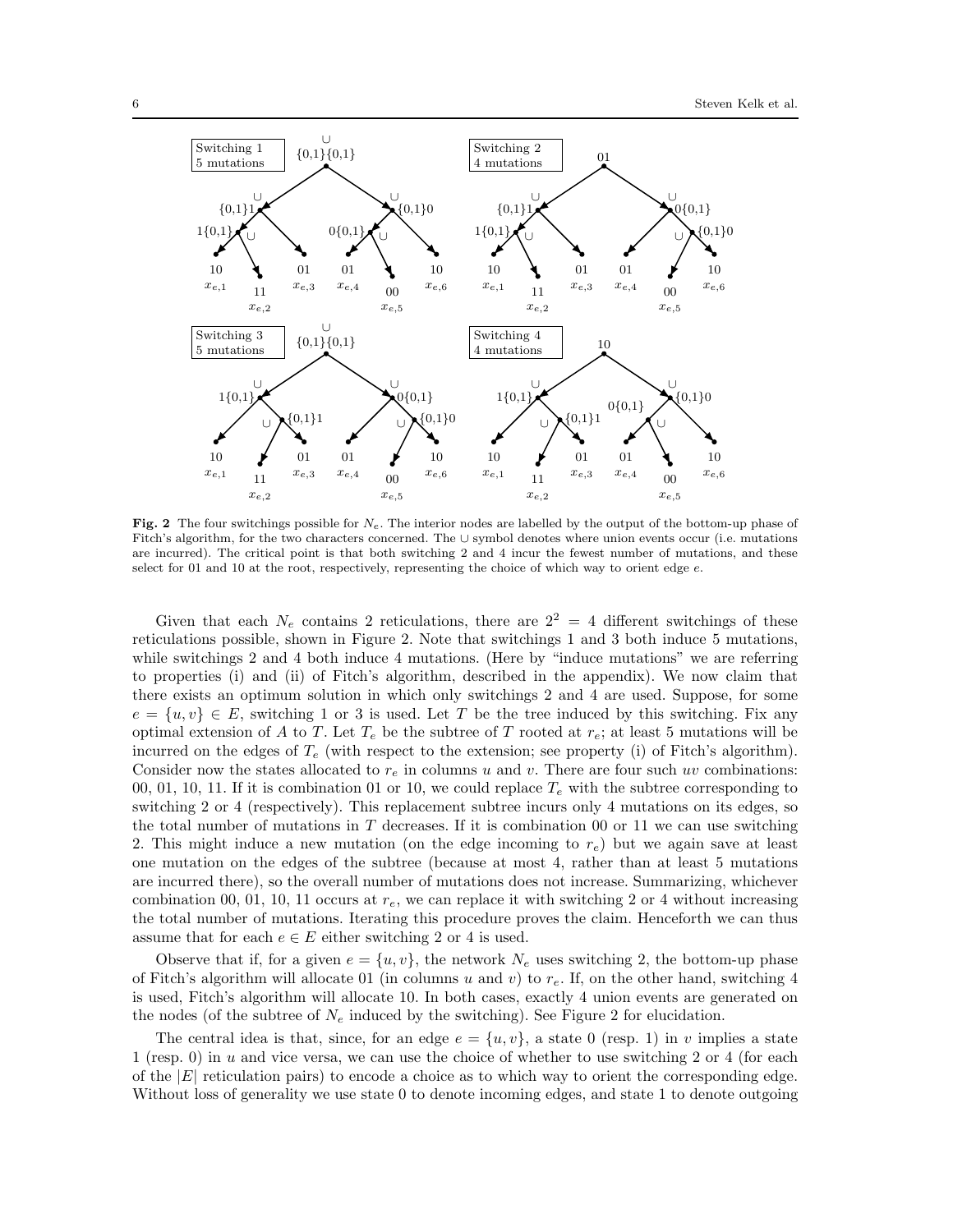**Fig. 2** The four switchings possible for $N_e$. The interior nodes are labelled by the output of the bottom-up phase of Fitch's algorithm, for the two characters concerned. The ∪ symbol denotes where union events occur (i.e. mutations are incurred). The critical point is that both switching 2 and 4 incur the fewest number of mutations, and these select for 01 and 10 at the root, respectively, representing the choice of which way to orient edge $e$.

Given that each $N_e$ contains 2 reticulations, there are $2^2 = 4$ different switchings of these reticulations possible, shown in Figure 2. Note that switchings 1 and 3 both induce 5 mutations, while switchings 2 and 4 both induce 4 mutations. (Here by "induce mutations" we are referring to properties (i) and (ii) of Fitch's algorithm, described in the appendix). We now claim that there exists an optimum solution in which only switchings 2 and 4 are used. Suppose, for some $e = \{u, v\} \in E$, switching 1 or 3 is used. Let $T$ be the tree induced by this switching. Fix any optimal extension of $A$ to $T$. Let $T_e$ be the subtree of $T$ rooted at $r_e$; at least 5 mutations will be incurred on the edges of $T_e$ (with respect to the extension; see property (i) of Fitch's algorithm). Consider now the states allocated to $r_e$ in columns $u$ and $v$. There are four such $uv$ combinations: 00, 01, 10, 11. If it is combination 01 or 10, we could replace $T_e$ with the subtree corresponding to switching 2 or 4 (respectively). This replacement subtree incurs only 4 mutations on its edges, so the total number of mutations in $T$ decreases. If it is combination 00 or 11 we can use switching 2. This might induce a new mutation (on the edge incoming to $r_e$) but we again save at least one mutation on the edges of the subtree (because at most 4, rather than at least 5 mutations are incurred there), so the overall number of mutations does not increase. Summarizing, whichever combination 00, 01, 10, 11 occurs at $r_e$, we can replace it with switching 2 or 4 without increasing the total number of mutations. Iterating this procedure proves the claim. Henceforth we can thus assume that for each $e \in E$ either switching 2 or 4 is used.

Observe that if, for a given $e = \{u, v\}$, the network $N_e$ uses switching 2, the bottom-up phase of Fitch's algorithm will allocate 01 (in columns $u$ and $v$) to $r_e$. If, on the other hand, switching 4 is used, Fitch's algorithm will allocate 10. In both cases, exactly 4 union events are generated on the nodes (of the subtree of $N_e$ induced by the switching). See Figure 2 for elucidation.

The central idea is that, since, for an edge $e = \{u, v\}$, a state 0 (resp. 1) in $v$ implies a state 1 (resp. 0) in $u$ and vice versa, we can use the choice of whether to use switching 2 or 4 (for each of the $|E|$ reticulation pairs) to encode a choice as to which way to orient the corresponding edge. Without loss of generality we use state 0 to denote incoming edges, and state 1 to denote outgoing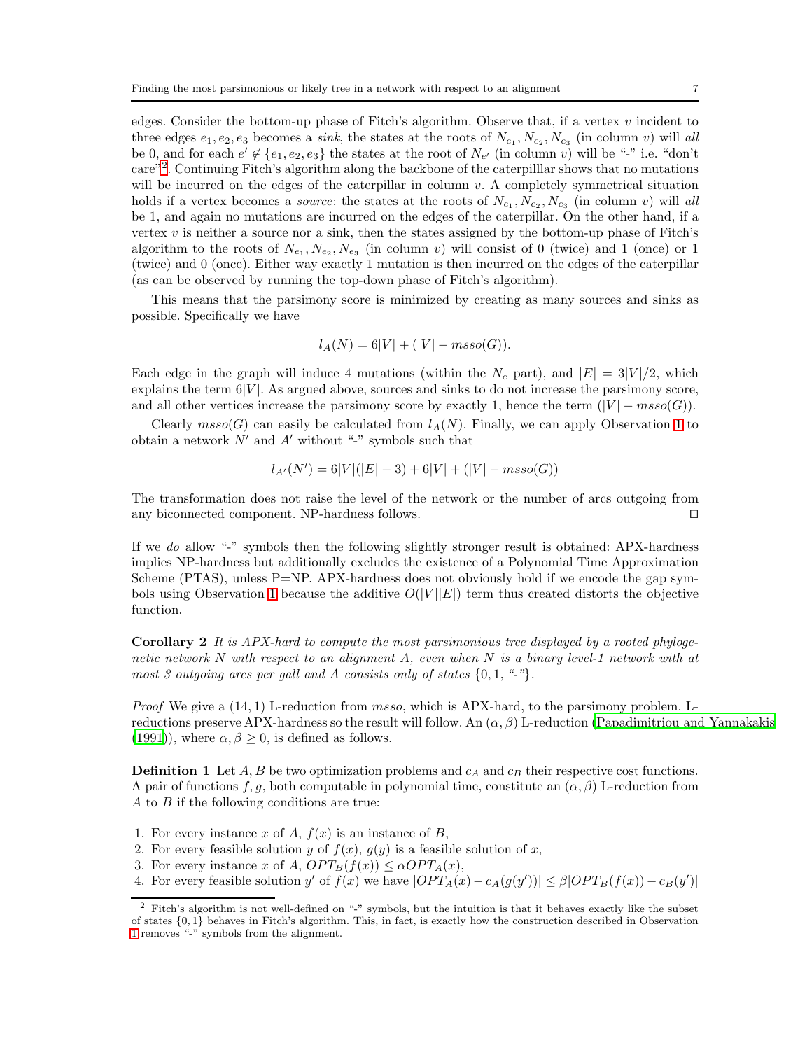edges. Consider the bottom-up phase of Fitch's algorithm. Observe that, if a vertex $v$ incident to three edges $e_1, e_2, e_3$ becomes a *sink*, the states at the roots of $N_{e_1}, N_{e_2}, N_{e_3}$ (in column $v$) will *all* be 0, and for each $e' \notin \{e_1, e_2, e_3\}$ the states at the root of $N_{e'}$ (in column $v$) will be "-" i.e. "don't care"[2]. Continuing Fitch's algorithm along the backbone of the caterpilllar shows that no mutations will be incurred on the edges of the caterpillar in column $v$. A completely symmetrical situation holds if a vertex becomes a *source*: the states at the roots of $N_{e_1}, N_{e_2}, N_{e_3}$ (in column $v$) will *all* be 1, and again no mutations are incurred on the edges of the caterpillar. On the other hand, if a vertex $v$ is neither a source nor a sink, then the states assigned by the bottom-up phase of Fitch's algorithm to the roots of $N_{e_1}, N_{e_2}, N_{e_3}$ (in column $v$) will consist of 0 (twice) and 1 (once) or 1 (twice) and 0 (once). Either way exactly 1 mutation is then incurred on the edges of the caterpillar (as can be observed by running the top-down phase of Fitch's algorithm).

This means that the parsimony score is minimized by creating as many sources and sinks as possible. Specifically we have

$$l_A(N) = 6|V| + (|V| - msso(G)).$$

Each edge in the graph will induce 4 mutations (within the $N_e$ part), and $|E| = 3|V|/2$, which explains the term $6|V|$. As argued above, sources and sinks to do not increase the parsimony score, and all other vertices increase the parsimony score by exactly 1, hence the term $(|V| - msso(G))$.

Clearly $msso(G)$ can easily be calculated from $l_A(N)$. Finally, we can apply Observation 1 to obtain a network $N'$ and $A'$ without "-" symbols such that

$$l_{A'}(N') = 6|V|(|E| - 3) + 6|V| + (|V| - msso(G))$$

The transformation does not raise the level of the network or the number of arcs outgoing from any biconnected component. NP-hardness follows. □

If we *do* allow "-" symbols then the following slightly stronger result is obtained: APX-hardness implies NP-hardness but additionally excludes the existence of a Polynomial Time Approximation Scheme (PTAS), unless P=NP. APX-hardness does not obviously hold if we encode the gap symbols using Observation 1 because the additive $O(|V||E|)$ term thus created distorts the objective function.

**Corollary 2** *It is APX-hard to compute the most parsimonious tree displayed by a rooted phylogenetic network $N$ with respect to an alignment $A$, even when $N$ is a binary level-1 network with at most 3 outgoing arcs per gall and $A$ consists only of states $\{0, 1, \text{"-"}\}$.*

*Proof* We give a $(14, 1)$ L-reduction from $msso$, which is APX-hard, to the parsimony problem. L-reductions preserve APX-hardness so the result will follow. An $(\alpha, \beta)$ L-reduction (Papadimitriou and Yannakakis (1991)), where $\alpha, \beta \geq 0$, is defined as follows.

**Definition 1** Let $A, B$ be two optimization problems and $c_A$ and $c_B$ their respective cost functions. A pair of functions $f, g$, both computable in polynomial time, constitute an $(\alpha, \beta)$ L-reduction from $A$ to $B$ if the following conditions are true:

1. For every instance $x$ of $A$, $f(x)$ is an instance of $B$,
2. For every feasible solution $y$ of $f(x)$, $g(y)$ is a feasible solution of $x$,
3. For every instance $x$ of $A$, $OPT_B(f(x)) \leq \alpha OPT_A(x)$,
4. For every feasible solution $y'$ of $f(x)$ we have $|OPT_A(x) - c_A(g(y'))| \leq \beta |OPT_B(f(x)) - c_B(y')|$

[2] Fitch's algorithm is not well-defined on "-" symbols, but the intuition is that it behaves exactly like the subset of states $\{0, 1\}$ behaves in Fitch's algorithm. This, in fact, is exactly how the construction described in Observation 1 removes "-" symbols from the alignment.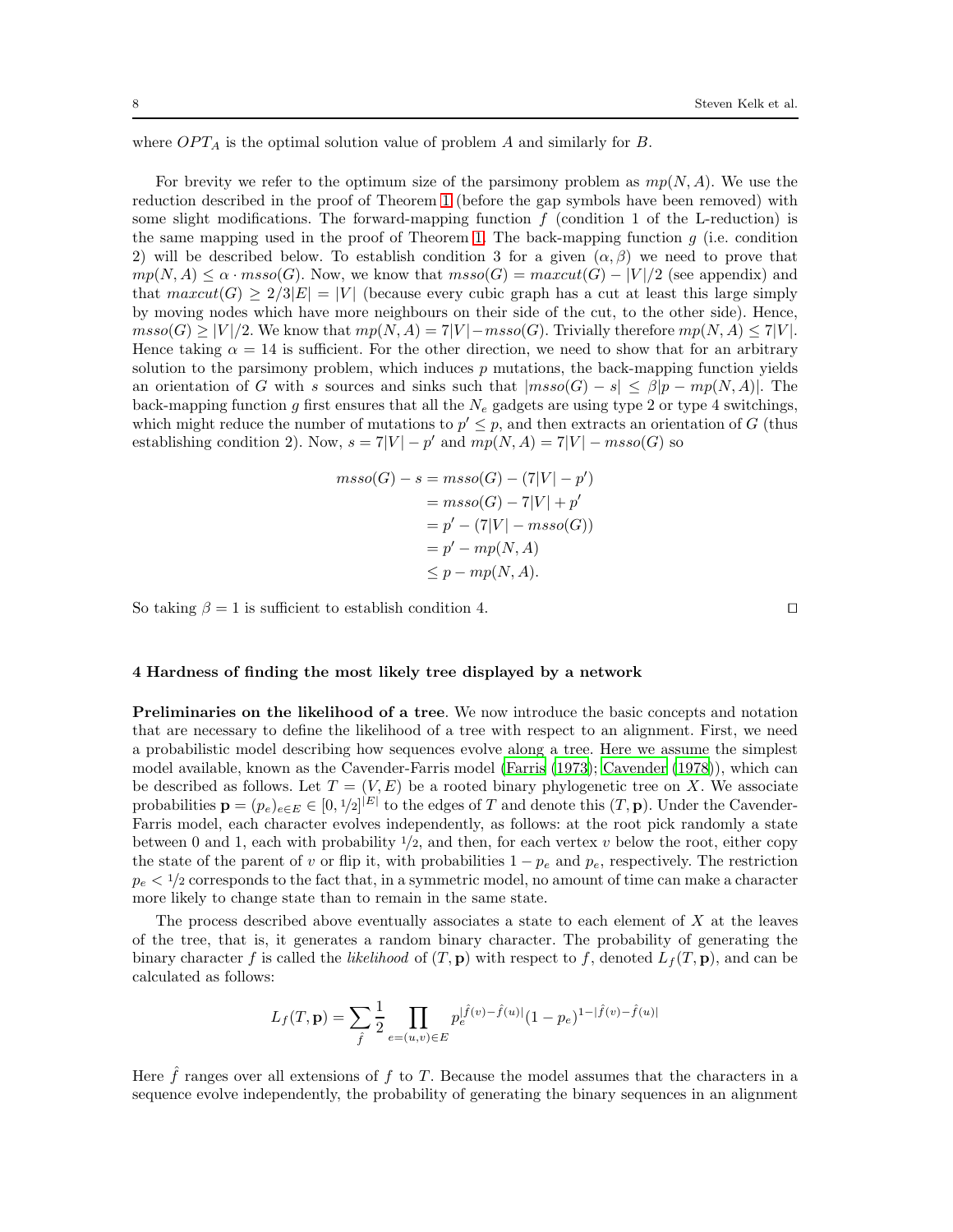where $OPT_A$ is the optimal solution value of problem $A$ and similarly for $B$.

For brevity we refer to the optimum size of the parsimony problem as $mp(N, A)$. We use the reduction described in the proof of Theorem 1 (before the gap symbols have been removed) with some slight modifications. The forward-mapping function $f$ (condition 1 of the L-reduction) is the same mapping used in the proof of Theorem 1. The back-mapping function $g$ (i.e. condition 2) will be described below. To establish condition 3 for a given $(\alpha, \beta)$ we need to prove that $mp(N, A) \leq \alpha \cdot msso(G)$. Now, we know that $msso(G) = maxcut(G) - |V|/2$ (see appendix) and that $maxcut(G) \geq 2/3|E| = |V|$ (because every cubic graph has a cut at least this large simply by moving nodes which have more neighbours on their side of the cut, to the other side). Hence, $msso(G) \geq |V|/2$. We know that $mp(N, A) = 7|V| - msso(G)$. Trivially therefore $mp(N, A) \leq 7|V|$. Hence taking $\alpha = 14$ is sufficient. For the other direction, we need to show that for an arbitrary solution to the parsimony problem, which induces $p$ mutations, the back-mapping function yields an orientation of $G$ with $s$ sources and sinks such that $|msso(G) - s| \leq \beta|p - mp(N, A)|$. The back-mapping function $g$ first ensures that all the $N_e$ gadgets are using type 2 or type 4 switchings, which might reduce the number of mutations to $p' \leq p$, and then extracts an orientation of $G$ (thus establishing condition 2). Now, $s = 7|V| - p'$ and $mp(N, A) = 7|V| - msso(G)$ so

$$
\begin{aligned}
msso(G) - s &= msso(G) - (7|V| - p') \\
&= msso(G) - 7|V| + p' \\
&= p' - (7|V| - msso(G)) \\
&= p' - mp(N, A) \\
&\leq p - mp(N, A).
\end{aligned}
$$

So taking $\beta = 1$ is sufficient to establish condition 4. $\square$

## 4 Hardness of finding the most likely tree displayed by a network

**Preliminaries on the likelihood of a tree**. We now introduce the basic concepts and notation that are necessary to define the likelihood of a tree with respect to an alignment. First, we need a probabilistic model describing how sequences evolve along a tree. Here we assume the simplest model available, known as the Cavender-Farris model (Farris (1973); Cavender (1978)), which can be described as follows. Let $T = (V, E)$ be a rooted binary phylogenetic tree on $X$. We associate probabilities $\mathbf{p} = (p_e)_{e \in E} \in [0, 1/2]^{|E|}$ to the edges of $T$ and denote this $(T, \mathbf{p})$. Under the Cavender-Farris model, each character evolves independently, as follows: at the root pick randomly a state between 0 and 1, each with probability $1/2$, and then, for each vertex $v$ below the root, either copy the state of the parent of $v$ or flip it, with probabilities $1 - p_e$ and $p_e$, respectively. The restriction $p_e < 1/2$ corresponds to the fact that, in a symmetric model, no amount of time can make a character more likely to change state than to remain in the same state.

The process described above eventually associates a state to each element of $X$ at the leaves of the tree, that is, it generates a random binary character. The probability of generating the binary character $f$ is called the *likelihood* of $(T, \mathbf{p})$ with respect to $f$, denoted $L_f(T, \mathbf{p})$, and can be calculated as follows:

$$
L_f(T, \mathbf{p}) = \sum_{\hat{f}} \frac{1}{2} \prod_{e=(u,v) \in E} p_e^{|\hat{f}(v) - \hat{f}(u)|} (1 - p_e)^{1 - |\hat{f}(v) - \hat{f}(u)|}
$$

Here $\hat{f}$ ranges over all extensions of $f$ to $T$. Because the model assumes that the characters in a sequence evolve independently, the probability of generating the binary sequences in an alignment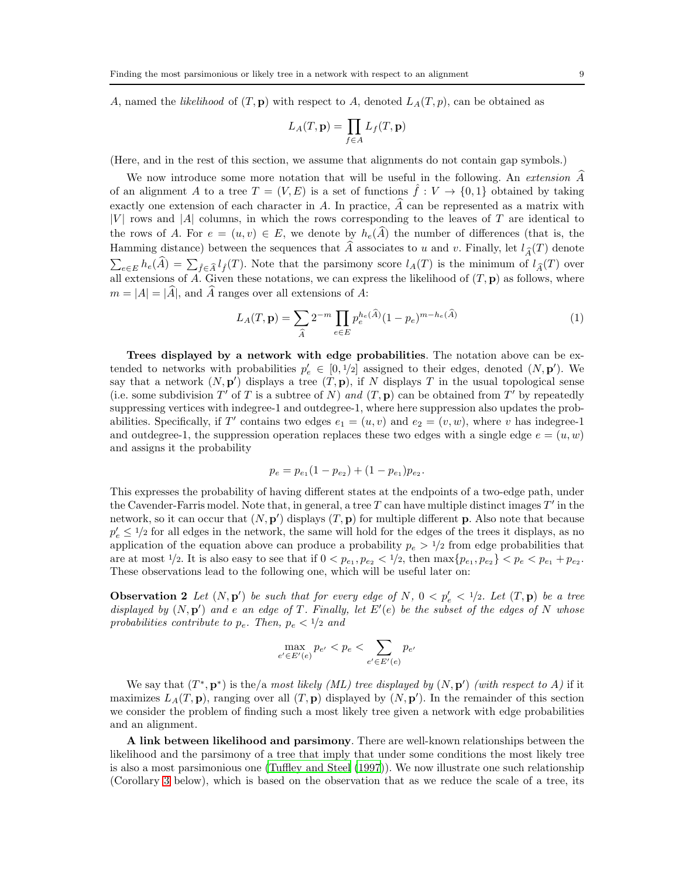$A$, named the *likelihood* of $(T, \mathbf{p})$ with respect to $A$, denoted $L_A(T, p)$, can be obtained as

$$L_A(T, \mathbf{p}) = \prod_{f \in A} L_f(T, \mathbf{p})$$

(Here, and in the rest of this section, we assume that alignments do not contain gap symbols.)

We now introduce some more notation that will be useful in the following. An *extension* $\widehat{A}$ of an alignment $A$ to a tree $T = (V, E)$ is a set of functions $\hat{f} : V \to \{0, 1\}$ obtained by taking exactly one extension of each character in $A$. In practice, $\widehat{A}$ can be represented as a matrix with $|V|$ rows and $|A|$ columns, in which the rows corresponding to the leaves of $T$ are identical to the rows of $A$. For $e = (u, v) \in E$, we denote by $h_e(\widehat{A})$ the number of differences (that is, the Hamming distance) between the sequences that $\widehat{A}$ associates to $u$ and $v$. Finally, let $l_{\widehat{A}}(T)$ denote $\sum_{e \in E} h_e(\widehat{A}) = \sum_{\hat{f} \in \widehat{A}} l_{\hat{f}}(T)$. Note that the parsimony score $l_A(T)$ is the minimum of $l_{\widehat{A}}(T)$ over all extensions of $A$. Given these notations, we can express the likelihood of $(T, \mathbf{p})$ as follows, where $m = |A| = |\widehat{A}|$, and $\widehat{A}$ ranges over all extensions of $A$:

$$L_A(T, \mathbf{p}) = \sum_{\widehat{A}} 2^{-m} \prod_{e \in E} p_e^{h_e(\widehat{A})} (1 - p_e)^{m - h_e(\widehat{A})} \tag{1}$$

**Trees displayed by a network with edge probabilities**. The notation above can be extended to networks with probabilities $p'_e \in [0, 1/2]$ assigned to their edges, denoted $(N, \mathbf{p}')$. We say that a network $(N, \mathbf{p}')$ displays a tree $(T, \mathbf{p})$, if $N$ displays $T$ in the usual topological sense (i.e. some subdivision $T'$ of $T$ is a subtree of $N$) *and* $(T, \mathbf{p})$ can be obtained from $T'$ by repeatedly suppressing vertices with indegree-1 and outdegree-1, where here suppression also updates the probabilities. Specifically, if $T'$ contains two edges $e_1 = (u, v)$ and $e_2 = (v, w)$, where $v$ has indegree-1 and outdegree-1, the suppression operation replaces these two edges with a single edge $e = (u, w)$ and assigns it the probability

$$p_e = p_{e_1}(1 - p_{e_2}) + (1 - p_{e_1}) p_{e_2}.$$

This expresses the probability of having different states at the endpoints of a two-edge path, under the Cavender-Farris model. Note that, in general, a tree $T$ can have multiple distinct images $T'$ in the network, so it can occur that $(N, \mathbf{p}')$ displays $(T, \mathbf{p})$ for multiple different $\mathbf{p}$. Also note that because $p'_e \leq 1/2$ for all edges in the network, the same will hold for the edges of the trees it displays, as no application of the equation above can produce a probability $p_e > 1/2$ from edge probabilities that are at most $1/2$. It is also easy to see that if $0 < p_{e_1}, p_{e_2} < 1/2$, then $\max\{p_{e_1}, p_{e_2}\} < p_e < p_{e_1} + p_{e_2}$. These observations lead to the following one, which will be useful later on:

**Observation 2** *Let $(N, \mathbf{p}')$ be such that for every edge of $N$, $0 < p'_e < 1/2$. Let $(T, \mathbf{p})$ be a tree displayed by $(N, \mathbf{p}')$ and $e$ an edge of $T$. Finally, let $E'(e)$ be the subset of the edges of $N$ whose probabilities contribute to $p_e$. Then, $p_e < 1/2$ and*

$$\max_{e' \in E'(e)} p_{e'} < p_e < \sum_{e' \in E'(e)} p_{e'}$$

We say that $(T^*, \mathbf{p}^*)$ is the/a *most likely (ML) tree displayed by* $(N, \mathbf{p}')$ *(with respect to $A$)* if it maximizes $L_A(T, \mathbf{p})$, ranging over all $(T, \mathbf{p})$ displayed by $(N, \mathbf{p}')$. In the remainder of this section we consider the problem of finding such a most likely tree given a network with edge probabilities and an alignment.

**A link between likelihood and parsimony**. There are well-known relationships between the likelihood and the parsimony of a tree that imply that under some conditions the most likely tree is also a most parsimonious one (Tuffley and Steel (1997)). We now illustrate one such relationship (Corollary 3 below), which is based on the observation that as we reduce the scale of a tree, its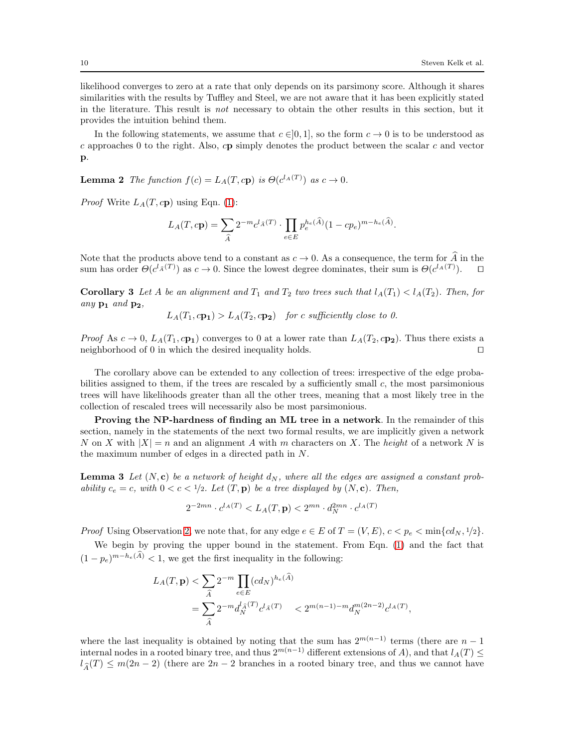likelihood converges to zero at a rate that only depends on its parsimony score. Although it shares similarities with the results by Tuffley and Steel, we are not aware that it has been explicitly stated in the literature. This result is *not* necessary to obtain the other results in this section, but it provides the intuition behind them.

In the following statements, we assume that $c \in ]0,1]$, so the form $c \to 0$ is to be understood as $c$ approaches 0 to the right. Also, $c\mathbf{p}$ simply denotes the product between the scalar $c$ and vector $\mathbf{p}$.

**Lemma 2** *The function $f(c) = L_A(T, c\mathbf{p})$ is $\Theta(c^{l_A(T)})$ as $c \to 0$.*

*Proof* Write $L_A(T, c\mathbf{p})$ using Eqn. (1):

$$L_A(T, c\mathbf{p}) = \sum_{\widehat{A}} 2^{-m} c^{l_{\widehat{A}}(T)} \cdot \prod_{e \in E} p_e^{h_e(\widehat{A})} (1 - cp_e)^{m - h_e(\widehat{A})}.$$

Note that the products above tend to a constant as $c \to 0$. As a consequence, the term for $\widehat{A}$ in the sum has order $\Theta(c^{l_{\widehat{A}}(T)})$ as $c \to 0$. Since the lowest degree dominates, their sum is $\Theta(c^{l_A(T)})$. ◻

**Corollary 3** *Let $A$ be an alignment and $T_1$ and $T_2$ two trees such that $l_A(T_1) < l_A(T_2)$. Then, for any $\mathbf{p_1}$ and $\mathbf{p_2}$,*

$$L_A(T_1, c\mathbf{p_1}) > L_A(T_2, c\mathbf{p_2}) \quad \textit{for } c \textit{ sufficiently close to 0.}$$

*Proof* As $c \to 0$, $L_A(T_1, c\mathbf{p_1})$ converges to 0 at a lower rate than $L_A(T_2, c\mathbf{p_2})$. Thus there exists a neighborhood of 0 in which the desired inequality holds. ◻

The corollary above can be extended to any collection of trees: irrespective of the edge probabilities assigned to them, if the trees are rescaled by a sufficiently small $c$, the most parsimonious trees will have likelihoods greater than all the other trees, meaning that a most likely tree in the collection of rescaled trees will necessarily also be most parsimonious.

**Proving the NP-hardness of finding an ML tree in a network**. In the remainder of this section, namely in the statements of the next two formal results, we are implicitly given a network $N$ on $X$ with $|X| = n$ and an alignment $A$ with $m$ characters on $X$. The *height* of a network $N$ is the maximum number of edges in a directed path in $N$.

**Lemma 3** *Let $(N, \mathbf{c})$ be a network of height $d_N$, where all the edges are assigned a constant probability $c_e = c$, with $0 < c < 1/2$. Let $(T, \mathbf{p})$ be a tree displayed by $(N, \mathbf{c})$. Then,*

$$2^{-2mn} \cdot c^{l_A(T)} < L_A(T, \mathbf{p}) < 2^{mn} \cdot d_N^{2mn} \cdot c^{l_A(T)}$$

*Proof* Using Observation 2, we note that, for any edge $e \in E$ of $T = (V, E)$, $c < p_e < \min\{cd_N, 1/2\}$.

We begin by proving the upper bound in the statement. From Eqn. (1) and the fact that $(1 - p_e)^{m - h_e(\widehat{A})} < 1$, we get the first inequality in the following:

$$\begin{aligned}
L_A(T, \mathbf{p}) &< \sum_{\widehat{A}} 2^{-m} \prod_{e \in E} (cd_N)^{h_e(\widehat{A})} \\
&= \sum_{\widehat{A}} 2^{-m} d_N^{l_{\widehat{A}}(T)} c^{l_{\widehat{A}}(T)} \quad < 2^{m(n-1)-m} d_N^{m(2n-2)} c^{l_A(T)},
\end{aligned}$$

where the last inequality is obtained by noting that the sum has $2^{m(n-1)}$ terms (there are $n-1$ internal nodes in a rooted binary tree, and thus $2^{m(n-1)}$ different extensions of $A$), and that $l_A(T) \leq l_{\widehat{A}}(T) \leq m(2n-2)$ (there are $2n-2$ branches in a rooted binary tree, and thus we cannot have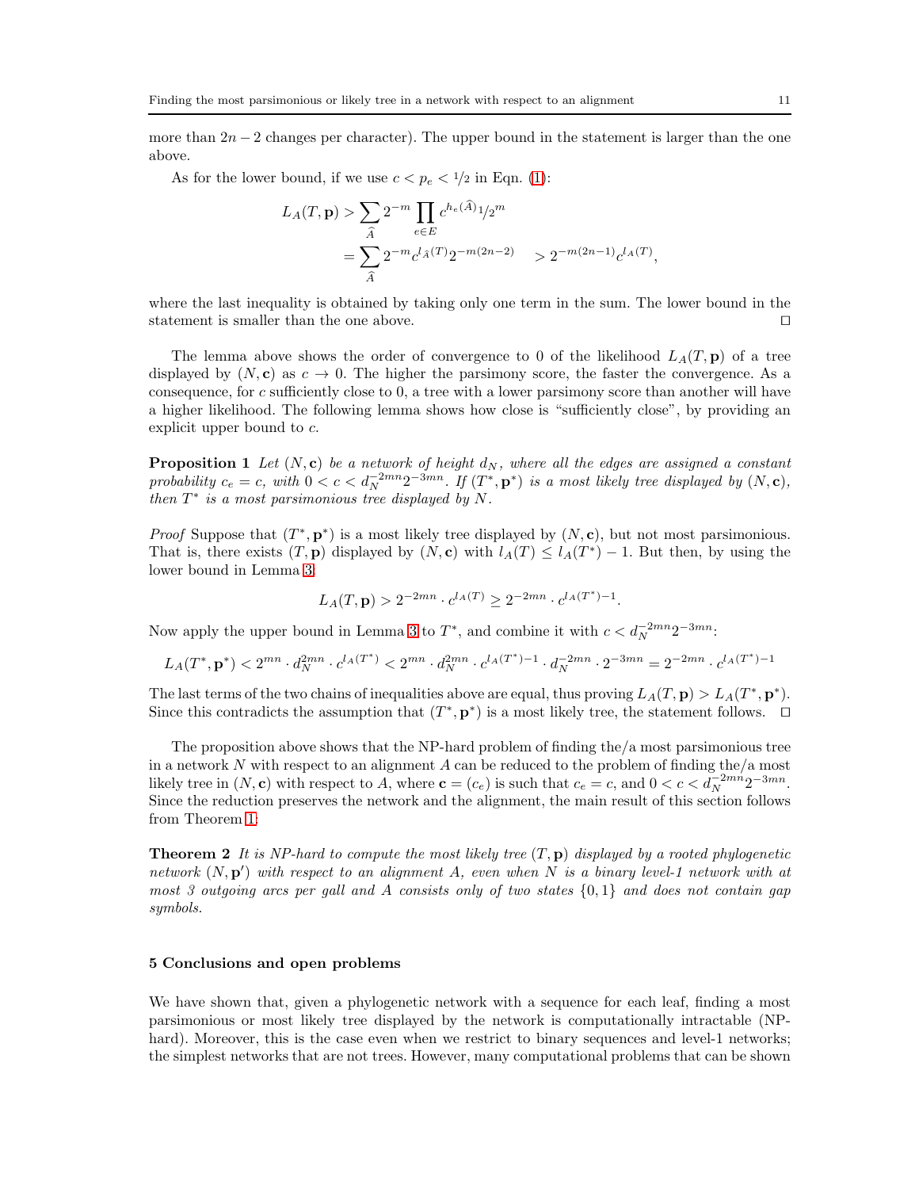more than $2n-2$ changes per character). The upper bound in the statement is larger than the one above.

As for the lower bound, if we use $c < p_e < 1/2$ in Eqn. (1):

$$L_A(T, \mathbf{p}) > \sum_{\widehat{A}} 2^{-m} \prod_{e \in E} c^{h_e(\widehat{A})} 1/2^m$$
$$= \sum_{\widehat{A}} 2^{-m} c^{l_{\widehat{A}}(T)} 2^{-m(2n-2)} \quad > 2^{-m(2n-1)} c^{l_A(T)},$$

where the last inequality is obtained by taking only one term in the sum. The lower bound in the statement is smaller than the one above. ◻

The lemma above shows the order of convergence to 0 of the likelihood $L_A(T, \mathbf{p})$ of a tree displayed by $(N, \mathbf{c})$ as $c \to 0$. The higher the parsimony score, the faster the convergence. As a consequence, for $c$ sufficiently close to 0, a tree with a lower parsimony score than another will have a higher likelihood. The following lemma shows how close is "sufficiently close", by providing an explicit upper bound to $c$.

**Proposition 1** *Let $(N, \mathbf{c})$ be a network of height $d_N$, where all the edges are assigned a constant probability $c_e = c$, with $0 < c < d_N^{-2mn} 2^{-3mn}$. If $(T^*, \mathbf{p}^*)$ is a most likely tree displayed by $(N, \mathbf{c})$, then $T^*$ is a most parsimonious tree displayed by $N$.*

*Proof* Suppose that $(T^*, \mathbf{p}^*)$ is a most likely tree displayed by $(N, \mathbf{c})$, but not most parsimonious. That is, there exists $(T, \mathbf{p})$ displayed by $(N, \mathbf{c})$ with $l_A(T) \leq l_A(T^*) - 1$. But then, by using the lower bound in Lemma 3:

$$L_A(T, \mathbf{p}) > 2^{-2mn} \cdot c^{l_A(T)} \geq 2^{-2mn} \cdot c^{l_A(T^*)-1}.$$

Now apply the upper bound in Lemma 3 to $T^*$, and combine it with $c < d_N^{-2mn} 2^{-3mn}$:

$$L_A(T^*, \mathbf{p}^*) < 2^{mn} \cdot d_N^{2mn} \cdot c^{l_A(T^*)} < 2^{mn} \cdot d_N^{2mn} \cdot c^{l_A(T^*)-1} \cdot d_N^{-2mn} \cdot 2^{-3mn} = 2^{-2mn} \cdot c^{l_A(T^*)-1}$$

The last terms of the two chains of inequalities above are equal, thus proving $L_A(T, \mathbf{p}) > L_A(T^*, \mathbf{p}^*)$. Since this contradicts the assumption that $(T^*, \mathbf{p}^*)$ is a most likely tree, the statement follows. ◻

The proposition above shows that the NP-hard problem of finding the/a most parsimonious tree in a network $N$ with respect to an alignment $A$ can be reduced to the problem of finding the/a most likely tree in $(N, \mathbf{c})$ with respect to $A$, where $\mathbf{c} = (c_e)$ is such that $c_e = c$, and $0 < c < d_N^{-2mn} 2^{-3mn}$. Since the reduction preserves the network and the alignment, the main result of this section follows from Theorem 1:

**Theorem 2** *It is NP-hard to compute the most likely tree $(T, \mathbf{p})$ displayed by a rooted phylogenetic network $(N, \mathbf{p}')$ with respect to an alignment $A$, even when $N$ is a binary level-1 network with at most 3 outgoing arcs per gall and $A$ consists only of two states $\{0, 1\}$ and does not contain gap symbols.*

## 5 Conclusions and open problems

We have shown that, given a phylogenetic network with a sequence for each leaf, finding a most parsimonious or most likely tree displayed by the network is computationally intractable (NP-hard). Moreover, this is the case even when we restrict to binary sequences and level-1 networks; the simplest networks that are not trees. However, many computational problems that can be shown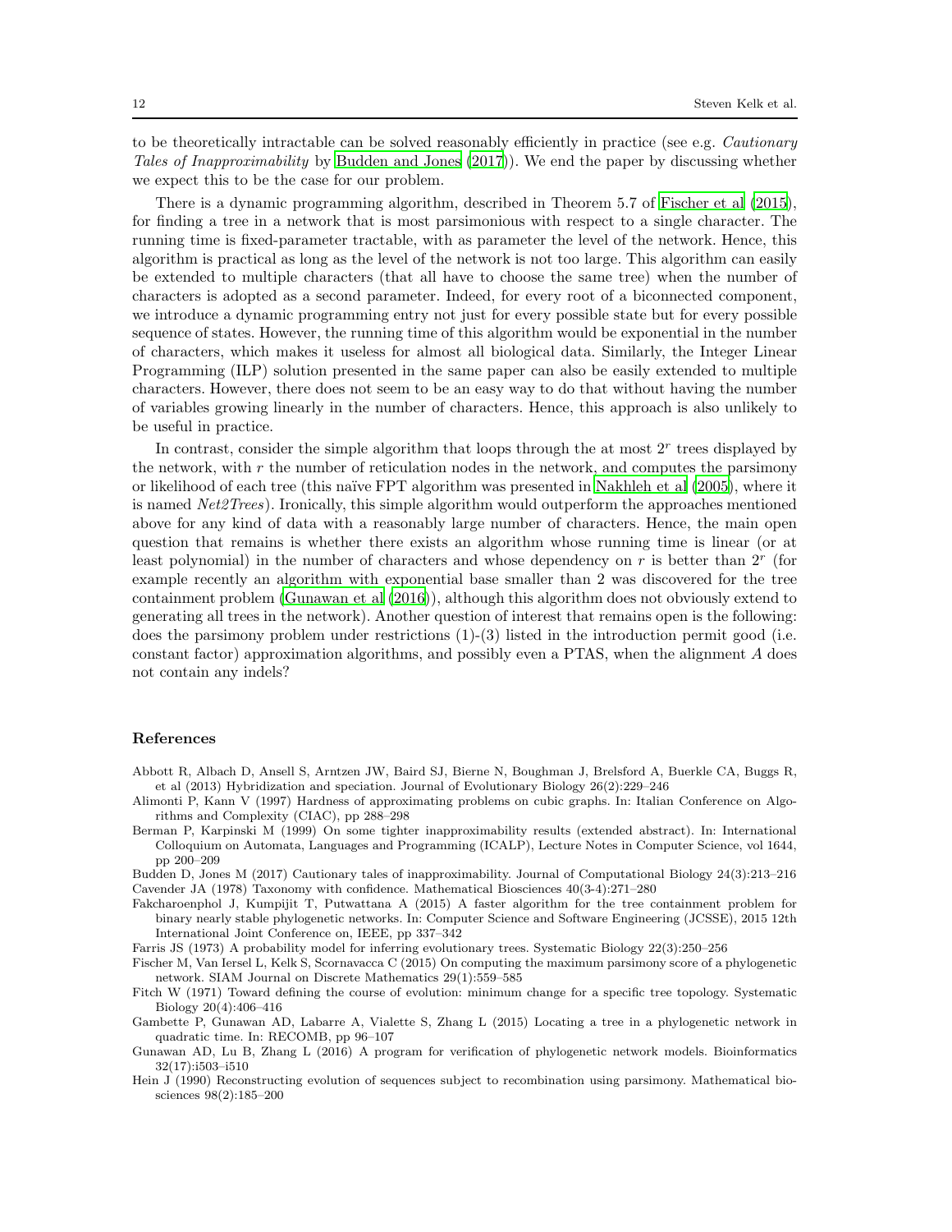to be theoretically intractable can be solved reasonably efficiently in practice (see e.g. *Cautionary Tales of Inapproximability* by Budden and Jones (2017)). We end the paper by discussing whether we expect this to be the case for our problem.

There is a dynamic programming algorithm, described in Theorem 5.7 of Fischer et al (2015), for finding a tree in a network that is most parsimonious with respect to a single character. The running time is fixed-parameter tractable, with as parameter the level of the network. Hence, this algorithm is practical as long as the level of the network is not too large. This algorithm can easily be extended to multiple characters (that all have to choose the same tree) when the number of characters is adopted as a second parameter. Indeed, for every root of a biconnected component, we introduce a dynamic programming entry not just for every possible state but for every possible sequence of states. However, the running time of this algorithm would be exponential in the number of characters, which makes it useless for almost all biological data. Similarly, the Integer Linear Programming (ILP) solution presented in the same paper can also be easily extended to multiple characters. However, there does not seem to be an easy way to do that without having the number of variables growing linearly in the number of characters. Hence, this approach is also unlikely to be useful in practice.

In contrast, consider the simple algorithm that loops through the at most $2^r$ trees displayed by the network, with $r$ the number of reticulation nodes in the network, and computes the parsimony or likelihood of each tree (this naïve FPT algorithm was presented in Nakhleh et al (2005), where it is named *Net2Trees*). Ironically, this simple algorithm would outperform the approaches mentioned above for any kind of data with a reasonably large number of characters. Hence, the main open question that remains is whether there exists an algorithm whose running time is linear (or at least polynomial) in the number of characters and whose dependency on $r$ is better than $2^r$ (for example recently an algorithm with exponential base smaller than 2 was discovered for the tree containment problem (Gunawan et al (2016)), although this algorithm does not obviously extend to generating all trees in the network). Another question of interest that remains open is the following: does the parsimony problem under restrictions (1)-(3) listed in the introduction permit good (i.e. constant factor) approximation algorithms, and possibly even a PTAS, when the alignment $A$ does not contain any indels?

## References

Abbott R, Albach D, Ansell S, Arntzen JW, Baird SJ, Bierne N, Boughman J, Brelsford A, Buerkle CA, Buggs R, et al (2013) Hybridization and speciation. Journal of Evolutionary Biology 26(2):229–246

Alimonti P, Kann V (1997) Hardness of approximating problems on cubic graphs. In: Italian Conference on Algorithms and Complexity (CIAC), pp 288–298

Berman P, Karpinski M (1999) On some tighter inapproximability results (extended abstract). In: International Colloquium on Automata, Languages and Programming (ICALP), Lecture Notes in Computer Science, vol 1644, pp 200–209

Budden D, Jones M (2017) Cautionary tales of inapproximability. Journal of Computational Biology 24(3):213–216

Cavender JA (1978) Taxonomy with confidence. Mathematical Biosciences 40(3-4):271–280

Fakcharoenphol J, Kumpijit T, Putwattana A (2015) A faster algorithm for the tree containment problem for binary nearly stable phylogenetic networks. In: Computer Science and Software Engineering (JCSSE), 2015 12th International Joint Conference on, IEEE, pp 337–342

Farris JS (1973) A probability model for inferring evolutionary trees. Systematic Biology 22(3):250–256

Fischer M, Van Iersel L, Kelk S, Scornavacca C (2015) On computing the maximum parsimony score of a phylogenetic network. SIAM Journal on Discrete Mathematics 29(1):559–585

Fitch W (1971) Toward defining the course of evolution: minimum change for a specific tree topology. Systematic Biology 20(4):406–416

Gambette P, Gunawan AD, Labarre A, Vialette S, Zhang L (2015) Locating a tree in a phylogenetic network in quadratic time. In: RECOMB, pp 96–107

Gunawan AD, Lu B, Zhang L (2016) A program for verification of phylogenetic network models. Bioinformatics 32(17):i503–i510

Hein J (1990) Reconstructing evolution of sequences subject to recombination using parsimony. Mathematical biosciences 98(2):185–200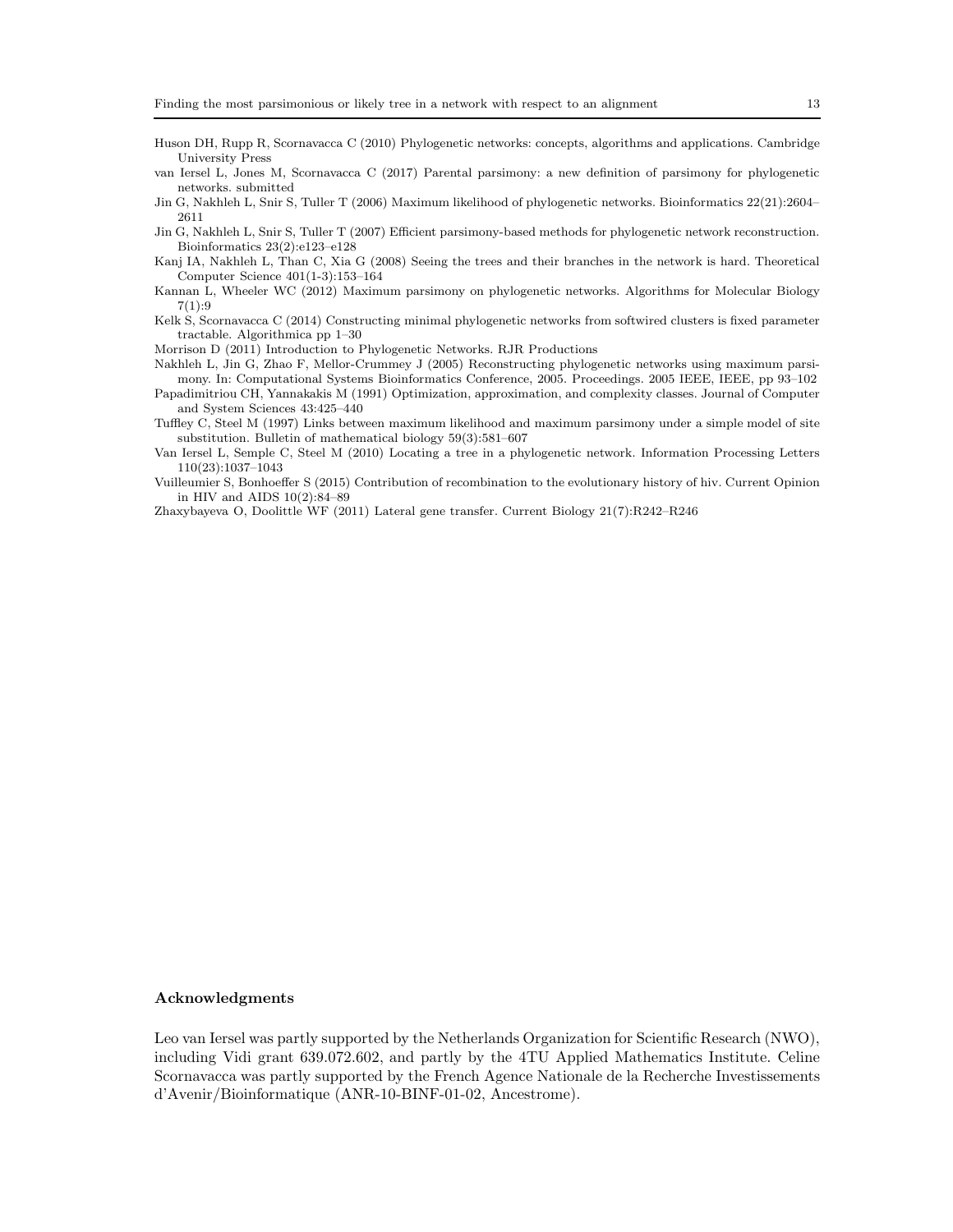Huson DH, Rupp R, Scornavacca C (2010) Phylogenetic networks: concepts, algorithms and applications. Cambridge University Press

van Iersel L, Jones M, Scornavacca C (2017) Parental parsimony: a new definition of parsimony for phylogenetic networks. submitted

Jin G, Nakhleh L, Snir S, Tuller T (2006) Maximum likelihood of phylogenetic networks. Bioinformatics 22(21):2604–2611

Jin G, Nakhleh L, Snir S, Tuller T (2007) Efficient parsimony-based methods for phylogenetic network reconstruction. Bioinformatics 23(2):e123–e128

Kanj IA, Nakhleh L, Than C, Xia G (2008) Seeing the trees and their branches in the network is hard. Theoretical Computer Science 401(1-3):153–164

Kannan L, Wheeler WC (2012) Maximum parsimony on phylogenetic networks. Algorithms for Molecular Biology 7(1):9

Kelk S, Scornavacca C (2014) Constructing minimal phylogenetic networks from softwired clusters is fixed parameter tractable. Algorithmica pp 1–30

Morrison D (2011) Introduction to Phylogenetic Networks. RJR Productions

Nakhleh L, Jin G, Zhao F, Mellor-Crummey J (2005) Reconstructing phylogenetic networks using maximum parsimony. In: Computational Systems Bioinformatics Conference, 2005. Proceedings. 2005 IEEE, IEEE, pp 93–102

Papadimitriou CH, Yannakakis M (1991) Optimization, approximation, and complexity classes. Journal of Computer and System Sciences 43:425–440

Tuffley C, Steel M (1997) Links between maximum likelihood and maximum parsimony under a simple model of site substitution. Bulletin of mathematical biology 59(3):581–607

Van Iersel L, Semple C, Steel M (2010) Locating a tree in a phylogenetic network. Information Processing Letters 110(23):1037–1043

Vuilleumier S, Bonhoeffer S (2015) Contribution of recombination to the evolutionary history of hiv. Current Opinion in HIV and AIDS 10(2):84–89

Zhaxybayeva O, Doolittle WF (2011) Lateral gene transfer. Current Biology 21(7):R242–R246

## Acknowledgments

Leo van Iersel was partly supported by the Netherlands Organization for Scientific Research (NWO), including Vidi grant 639.072.602, and partly by the 4TU Applied Mathematics Institute. Celine Scornavacca was partly supported by the French Agence Nationale de la Recherche Investissements d'Avenir/Bioinformatique (ANR-10-BINF-01-02, Ancestrome).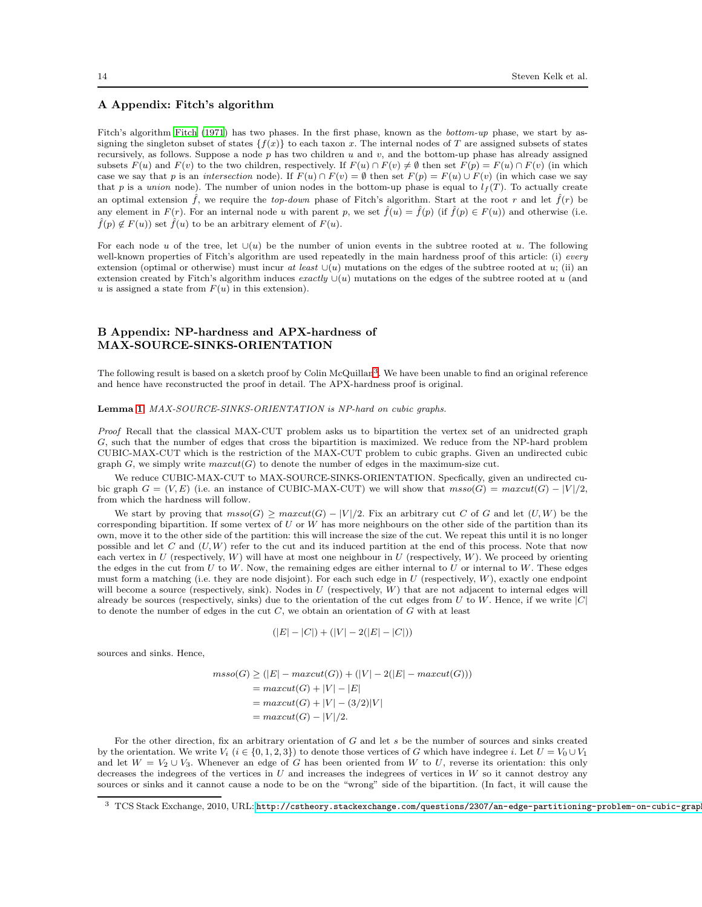## A Appendix: Fitch's algorithm

Fitch's algorithm Fitch (1971) has two phases. In the first phase, known as the *bottom-up* phase, we start by assigning the singleton subset of states $\{f(x)\}$ to each taxon $x$. The internal nodes of $T$ are assigned subsets of states recursively, as follows. Suppose a node $p$ has two children $u$ and $v$, and the bottom-up phase has already assigned subsets $F(u)$ and $F(v)$ to the two children, respectively. If $F(u) \cap F(v) \neq \emptyset$ then set $F(p) = F(u) \cap F(v)$ (in which case we say that $p$ is an *intersection* node). If $F(u) \cap F(v) = \emptyset$ then set $F(p) = F(u) \cup F(v)$ (in which case we say that $p$ is a *union* node). The number of union nodes in the bottom-up phase is equal to $l_f(T)$. To actually create an optimal extension $\hat{f}$, we require the *top-down* phase of Fitch's algorithm. Start at the root $r$ and let $\hat{f}(r)$ be any element in $F(r)$. For an internal node $u$ with parent $p$, we set $\hat{f}(u) = \hat{f}(p)$ (if $\hat{f}(p) \in F(u)$) and otherwise (i.e. $\hat{f}(p) \notin F(u)$) set $\hat{f}(u)$ to be an arbitrary element of $F(u)$.

For each node $u$ of the tree, let $\cup(u)$ be the number of union events in the subtree rooted at $u$. The following well-known properties of Fitch's algorithm are used repeatedly in the main hardness proof of this article: (i) *every* extension (optimal or otherwise) must incur *at least* $\cup(u)$ mutations on the edges of the subtree rooted at $u$; (ii) an extension created by Fitch's algorithm induces *exactly* $\cup(u)$ mutations on the edges of the subtree rooted at $u$ (and $u$ is assigned a state from $F(u)$ in this extension).

## B Appendix: NP-hardness and APX-hardness of MAX-SOURCE-SINKS-ORIENTATION

The following result is based on a sketch proof by Colin McQuillan[3]. We have been unable to find an original reference and hence have reconstructed the proof in detail. The APX-hardness proof is original.

**Lemma 1** *MAX-SOURCE-SINKS-ORIENTATION is NP-hard on cubic graphs.*

*Proof* Recall that the classical MAX-CUT problem asks us to bipartition the vertex set of an unidrected graph $G$, such that the number of edges that cross the bipartition is maximized. We reduce from the NP-hard problem CUBIC-MAX-CUT which is the restriction of the MAX-CUT problem to cubic graphs. Given an undirected cubic graph $G$, we simply write $maxcut(G)$ to denote the number of edges in the maximum-size cut.

We reduce CUBIC-MAX-CUT to MAX-SOURCE-SINKS-ORIENTATION. Specfically, given an undirected cubic graph $G = (V, E)$ (i.e. an instance of CUBIC-MAX-CUT) we will show that $msso(G) = maxcut(G) - |V|/2$, from which the hardness will follow.

We start by proving that $msso(G) \geq maxcut(G) - |V|/2$. Fix an arbitrary cut $C$ of $G$ and let $(U, W)$ be the corresponding bipartition. If some vertex of $U$ or $W$ has more neighbours on the other side of the partition than its own, move it to the other side of the partition: this will increase the size of the cut. We repeat this until it is no longer possible and let $C$ and $(U, W)$ refer to the cut and its induced partition at the end of this process. Note that now each vertex in $U$ (respectively, $W$) will have at most one neighbour in $U$ (respectively, $W$). We proceed by orienting the edges in the cut from $U$ to $W$. Now, the remaining edges are either internal to $U$ or internal to $W$. These edges must form a matching (i.e. they are node disjoint). For each such edge in $U$ (respectively, $W$), exactly one endpoint will become a source (respectively, sink). Nodes in $U$ (respectively, $W$) that are not adjacent to internal edges will already be sources (respectively, sinks) due to the orientation of the cut edges from $U$ to $W$. Hence, if we write $|C|$ to denote the number of edges in the cut $C$, we obtain an orientation of $G$ with at least

$$(|E| - |C|) + (|V| - 2(|E| - |C|))$$

sources and sinks. Hence,

$$\begin{aligned} msso(G) &\geq (|E| - maxcut(G)) + (|V| - 2(|E| - maxcut(G))) \\ &= maxcut(G) + |V| - |E| \\ &= maxcut(G) + |V| - (3/2)|V| \\ &= maxcut(G) - |V|/2. \end{aligned}$$

For the other direction, fix an arbitrary orientation of $G$ and let $s$ be the number of sources and sinks created by the orientation. We write $V_i$ ($i \in \{0, 1, 2, 3\}$) to denote those vertices of $G$ which have indegree $i$. Let $U = V_0 \cup V_1$ and let $W = V_2 \cup V_3$. Whenever an edge of $G$ has been oriented from $W$ to $U$, reverse its orientation: this only decreases the indegrees of the vertices in $U$ and increases the indegrees of vertices in $W$ so it cannot destroy any sources or sinks and it cannot cause a node to be on the "wrong" side of the bipartition. (In fact, it will cause the

[3] TCS Stack Exchange, 2010, URL: http://cstheory.stackexchange.com/questions/2307/an-edge-partitioning-problem-on-cubic-graph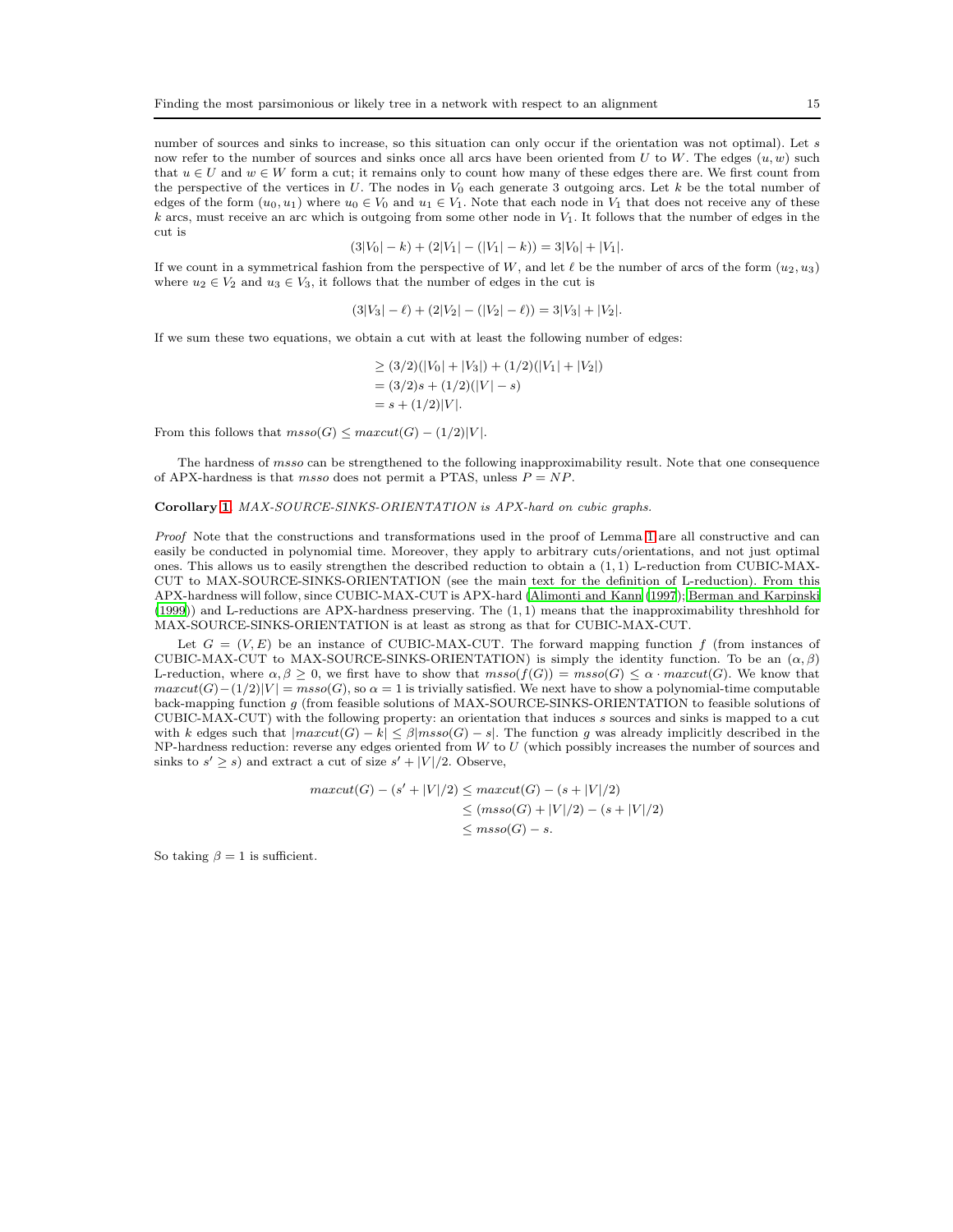number of sources and sinks to increase, so this situation can only occur if the orientation was not optimal). Let $s$ now refer to the number of sources and sinks once all arcs have been oriented from $U$ to $W$. The edges $(u, w)$ such that $u \in U$ and $w \in W$ form a cut; it remains only to count how many of these edges there are. We first count from the perspective of the vertices in $U$. The nodes in $V_0$ each generate 3 outgoing arcs. Let $k$ be the total number of edges of the form $(u_0, u_1)$ where $u_0 \in V_0$ and $u_1 \in V_1$. Note that each node in $V_1$ that does not receive any of these $k$ arcs, must receive an arc which is outgoing from some other node in $V_1$. It follows that the number of edges in the cut is

$$(3|V_0| - k) + (2|V_1| - (|V_1| - k)) = 3|V_0| + |V_1|.$$

If we count in a symmetrical fashion from the perspective of $W$, and let $\ell$ be the number of arcs of the form $(u_2, u_3)$ where $u_2 \in V_2$ and $u_3 \in V_3$, it follows that the number of edges in the cut is

$$(3|V_3| - \ell) + (2|V_2| - (|V_2| - \ell)) = 3|V_3| + |V_2|.$$

If we sum these two equations, we obtain a cut with at least the following number of edges:

$$\begin{aligned}
&\geq (3/2)(|V_0| + |V_3|) + (1/2)(|V_1| + |V_2|) \\
&= (3/2)s + (1/2)(|V| - s) \\
&= s + (1/2)|V|.
\end{aligned}$$

From this follows that $msso(G) \leq maxcut(G) - (1/2)|V|$.

The hardness of $msso$ can be strengthened to the following inapproximability result. Note that one consequence of APX-hardness is that $msso$ does not permit a PTAS, unless $P = NP$.

**Corollary 1.** *MAX-SOURCE-SINKS-ORIENTATION is APX-hard on cubic graphs.*

*Proof* Note that the constructions and transformations used in the proof of Lemma 1 are all constructive and can easily be conducted in polynomial time. Moreover, they apply to arbitrary cuts/orientations, and not just optimal ones. This allows us to easily strengthen the described reduction to obtain a $(1, 1)$ L-reduction from CUBIC-MAX-CUT to MAX-SOURCE-SINKS-ORIENTATION (see the main text for the definition of L-reduction). From this APX-hardness will follow, since CUBIC-MAX-CUT is APX-hard (Alimonti and Kann (1997); Berman and Karpinski (1999)) and L-reductions are APX-hardness preserving. The $(1, 1)$ means that the inapproximability threshhold for MAX-SOURCE-SINKS-ORIENTATION is at least as strong as that for CUBIC-MAX-CUT.

Let $G = (V, E)$ be an instance of CUBIC-MAX-CUT. The forward mapping function $f$ (from instances of CUBIC-MAX-CUT to MAX-SOURCE-SINKS-ORIENTATION) is simply the identity function. To be an $(\alpha, \beta)$ L-reduction, where $\alpha, \beta \geq 0$, we first have to show that $msso(f(G)) = msso(G) \leq \alpha \cdot maxcut(G)$. We know that $maxcut(G) - (1/2)|V| = msso(G)$, so $\alpha = 1$ is trivially satisfied. We next have to show a polynomial-time computable back-mapping function $g$ (from feasible solutions of MAX-SOURCE-SINKS-ORIENTATION to feasible solutions of CUBIC-MAX-CUT) with the following property: an orientation that induces $s$ sources and sinks is mapped to a cut with $k$ edges such that $|maxcut(G) - k| \leq \beta |msso(G) - s|$. The function $g$ was already implicitly described in the NP-hardness reduction: reverse any edges oriented from $W$ to $U$ (which possibly increases the number of sources and sinks to $s' \geq s$) and extract a cut of size $s' + |V|/2$. Observe,

$$\begin{aligned}
maxcut(G) - (s' + |V|/2) &\leq maxcut(G) - (s + |V|/2) \\
&\leq (msso(G) + |V|/2) - (s + |V|/2) \\
&\leq msso(G) - s.
\end{aligned}$$

So taking $\beta = 1$ is sufficient.